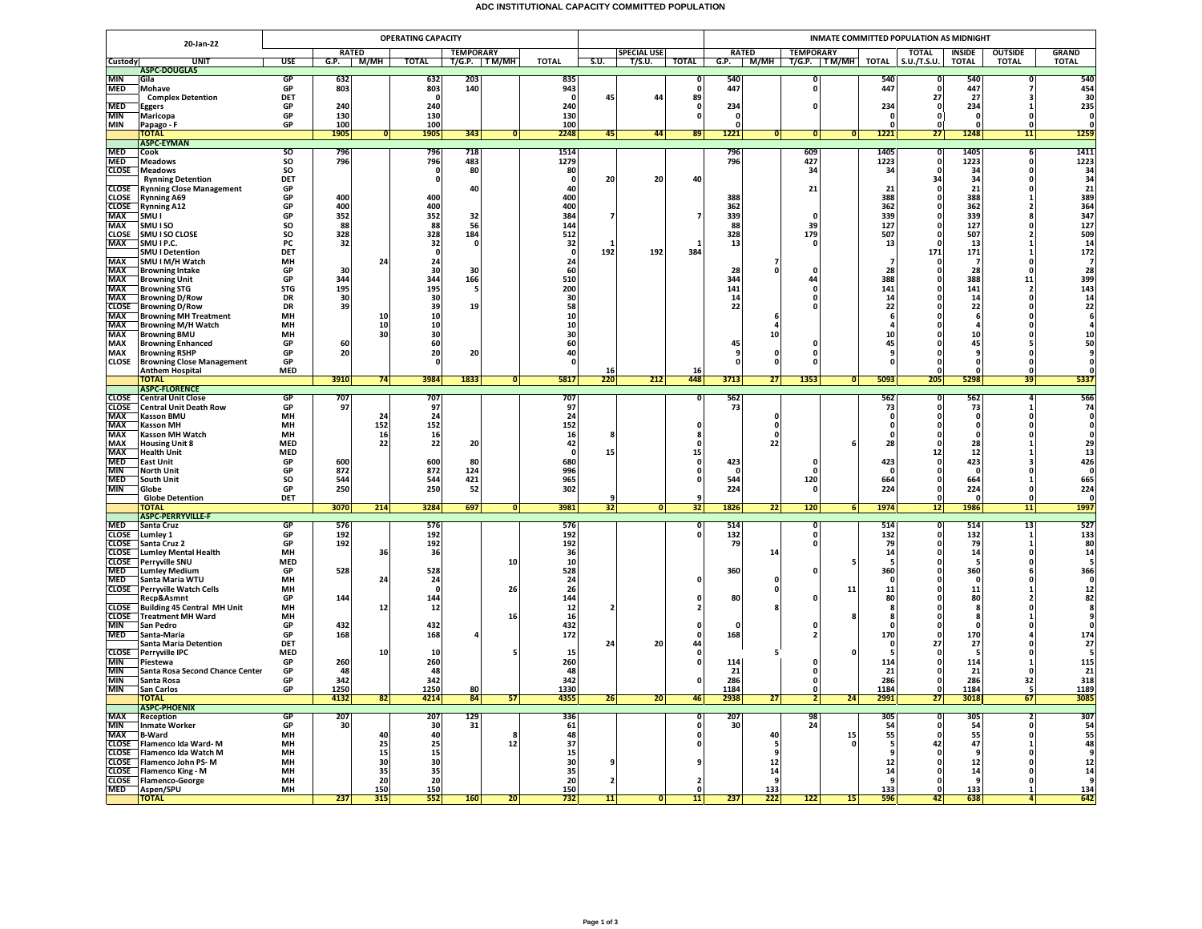# ADC INSTITUTIONAL CAPACITY COMMITTED POPULATION

| 20-Jan-22 | | | OPERATING CAPACITY | | | | | | | | | INMATE COMMITTED POPULATION AS MIDNIGHT | | | | | | | | |
|---|---|---|---|---|---|---|---|---|---|---|---|---|---|---|---|---|---|---|---|---|
| | | | RATED | | | TEMPORARY | | | | SPECIAL USE | | RATED | | TEMPORARY | | | TOTAL | INSIDE | OUTSIDE | GRAND |
| Custody | UNIT | USE | G.P. | M/MH | TOTAL | T/G.P. | T M/MH | TOTAL | S.U. | T/S.U. | TOTAL | G.P. | M/MH | T/G.P. | T M/MH | TOTAL | S.U./T.S.U. | TOTAL | TOTAL | TOTAL |
| | **ASPC-DOUGLAS** | | | | | | | | | | | | | | | | | | | |
| MIN | Gila | GP | 632 | | 632 | 203 | | 835 | | | 0 | 540 | | 0 | | 540 | 0 | 540 | 0 | 540 |
| MED | Mohave | GP | 803 | | 803 | 140 | | 943 | | | 0 | 447 | | 0 | | 447 | 0 | 447 | 7 | 454 |
| | Complex Detention | DET | | | 0 | | | 0 | 45 | 44 | 89 | | | | | | 27 | 27 | 3 | 30 |
| MED | Eggers | GP | 240 | | 240 | | | 240 | | | 0 | 234 | | 0 | | 234 | 0 | 234 | 1 | 235 |
| MIN | Maricopa | GP | 130 | | 130 | | | 130 | | | 0 | 0 | | | | 0 | 0 | 0 | 0 | 0 |
| MIN | Papago - F | GP | 100 | | 100 | | | 100 | | | | 0 | | | | 0 | 0 | 0 | 0 | 0 |
| | **TOTAL** | | 1905 | 0 | 1905 | 343 | 0 | 2248 | 45 | 44 | 89 | 1221 | 0 | 0 | 0 | 1221 | 27 | 1248 | 11 | 1259 |
| | **ASPC-EYMAN** | | | | | | | | | | | | | | | | | | | |
| MED | Cook | SO | 796 | | 796 | 718 | | 1514 | | | | 796 | | 609 | | 1405 | 0 | 1405 | 6 | 1411 |
| MED | Meadows | SO | 796 | | 796 | 483 | | 1279 | | | | 796 | | 427 | | 1223 | 0 | 1223 | 0 | 1223 |
| CLOSE | Meadows | SO | | | 0 | 80 | | 80 | | | | | | 34 | | 34 | 0 | 34 | 0 | 34 |
| | Rynning Detention | DET | | | 0 | | | 0 | 20 | 20 | 40 | | | | | | 34 | 34 | 0 | 34 |
| CLOSE | Rynning Close Management | GP | | | | 40 | | 40 | | | | | | 21 | | 21 | 0 | 21 | 0 | 21 |
| CLOSE | Rynning A69 | GP | 400 | | 400 | | | 400 | | | | 388 | | | | 388 | 0 | 388 | 1 | 389 |
| CLOSE | Rynning A12 | GP | 400 | | 400 | | | 400 | | | | 362 | | | | 362 | 0 | 362 | 2 | 364 |
| MAX | SMU I | GP | 352 | | 352 | 32 | | 384 | 7 | | 7 | 339 | | 0 | | 339 | 0 | 339 | 8 | 347 |
| MAX | SMU I SO | SO | 88 | | 88 | 56 | | 144 | | | | 88 | | 39 | | 127 | 0 | 127 | 0 | 127 |
| CLOSE | SMU I SO CLOSE | SO | 328 | | 328 | 184 | | 512 | | | | 328 | | 179 | | 507 | 0 | 507 | 2 | 509 |
| MAX | SMU I P.C. | PC | 32 | | 32 | 0 | | 32 | 1 | | 1 | 13 | | 0 | | 13 | 0 | 13 | 1 | 14 |
| | SMU I Detention | DET | | | 0 | | | 0 | 192 | 192 | 384 | | | | | | 171 | 171 | 1 | 172 |
| MAX | SMU I M/H Watch | MH | | 24 | 24 | | | 24 | | | | | 7 | | | 7 | 0 | 7 | 0 | 7 |
| MAX | Browning Intake | GP | 30 | | 30 | 30 | | 60 | | | | 28 | 0 | 0 | | 28 | 0 | 28 | 0 | 28 |
| MAX | Browning Unit | GP | 344 | | 344 | 166 | | 510 | | | | 344 | | 44 | | 388 | 0 | 388 | 11 | 399 |
| MAX | Browning STG | STG | 195 | | 195 | 5 | | 200 | | | | 141 | | 0 | | 141 | 0 | 141 | 2 | 143 |
| MAX | Browning D/Row | DR | 30 | | 30 | | | 30 | | | | 14 | | 0 | | 14 | 0 | 14 | 0 | 14 |
| CLOSE | Browning D/Row | DR | 39 | | 39 | 19 | | 58 | | | | 22 | | 0 | | 22 | 0 | 22 | 0 | 22 |
| MAX | Browning MH Treatment | MH | | 10 | 10 | | | 10 | | | | | 6 | | | 6 | 0 | 6 | 0 | 6 |
| MAX | Browning M/H Watch | MH | | 10 | 10 | | | 10 | | | | | 4 | | | 4 | 0 | 4 | 0 | 4 |
| MAX | Browning BMU | MH | | 30 | 30 | | | 30 | | | | | 10 | | | 10 | 0 | 10 | 0 | 10 |
| MAX | Browning Enhanced | GP | 60 | | 60 | | | 60 | | | | 45 | | 0 | | 45 | 0 | 45 | 5 | 50 |
| MAX | Browning RSHP | GP | 20 | | 20 | 20 | | 40 | | | | 9 | 0 | 0 | | 9 | 0 | 9 | 0 | 9 |
| CLOSE | Browning Close Management | GP | | | 0 | | | 0 | | | | 0 | 0 | 0 | | 0 | 0 | 0 | 0 | 0 |
| | Anthem Hospital | MED | | | | | | | 16 | | 16 | | | | | | 0 | 0 | 0 | 0 |
| | **TOTAL** | | 3910 | 74 | 3984 | 1833 | 0 | 5817 | 220 | 212 | 448 | 3713 | 27 | 1353 | 0 | 5093 | 205 | 5298 | 39 | 5337 |
| | **ASPC-FLORENCE** | | | | | | | | | | | | | | | | | | | |
| CLOSE | Central Unit Close | GP | 707 | | 707 | | | 707 | | | 0 | 562 | | | | 562 | 0 | 562 | 4 | 566 |
| CLOSE | Central Unit Death Row | GP | 97 | | 97 | | | 97 | | | | 73 | | | | 73 | 0 | 73 | 1 | 74 |
| MAX | Kasson BMU | MH | | 24 | 24 | | | 24 | | | | | 0 | | | 0 | 0 | 0 | 0 | 0 |
| MAX | Kasson MH | MH | | 152 | 152 | | | 152 | | | 0 | | 0 | | | 0 | 0 | 0 | 0 | 0 |
| MAX | Kasson MH Watch | MH | | 16 | 16 | | | 16 | 8 | | 8 | | 0 | | | 0 | 0 | 0 | 0 | 0 |
| MAX | Housing Unit 8 | MED | | 22 | 22 | 20 | | 42 | | | 0 | | 22 | | 6 | 28 | 0 | 28 | 1 | 29 |
| MAX | Health Unit | MED | | | | | | 0 | 15 | | 15 | | | | | | 12 | 12 | 1 | 13 |
| MED | East Unit | GP | 600 | | 600 | 80 | | 680 | | | 0 | 423 | | 0 | | 423 | 0 | 423 | 3 | 426 |
| MIN | North Unit | GP | 872 | | 872 | 124 | | 996 | | | 0 | 0 | | 0 | | 0 | 0 | 0 | 0 | 0 |
| MED | South Unit | SO | 544 | | 544 | 421 | | 965 | | | 0 | 544 | | 120 | | 664 | 0 | 664 | 1 | 665 |
| MIN | Globe | GP | 250 | | 250 | 52 | | 302 | | | | 224 | | 0 | | 224 | 0 | 224 | 0 | 224 |
| | Globe Detention | DET | | | | | | | 9 | | 9 | | | | | | 0 | 0 | 0 | 0 |
| | **TOTAL** | | 3070 | 214 | 3284 | 697 | 0 | 3981 | 32 | 0 | 32 | 1826 | 22 | 120 | 6 | 1974 | 12 | 1986 | 11 | 1997 |
| | **ASPC-PERRYVILLE-F** | | | | | | | | | | | | | | | | | | | |
| MED | Santa Cruz | GP | 576 | | 576 | | | 576 | | | 0 | 514 | | 0 | | 514 | 0 | 514 | 13 | 527 |
| CLOSE | Lumley 1 | GP | 192 | | 192 | | | 192 | | | 0 | 132 | | 0 | | 132 | 0 | 132 | 1 | 133 |
| CLOSE | Santa Cruz 2 | GP | 192 | | 192 | | | 192 | | | | 79 | | 0 | | 79 | 0 | 79 | 1 | 80 |
| CLOSE | Lumley Mental Health | MH | | 36 | 36 | | | 36 | | | | | 14 | | | 14 | 0 | 14 | 0 | 14 |
| CLOSE | Perryville SNU | MED | | | | | 10 | 10 | | | | | | | 5 | 5 | 0 | 5 | 0 | 5 |
| MED | Lumley Medium | GP | 528 | | 528 | | | 528 | | | | 360 | | 0 | | 360 | 0 | 360 | 6 | 366 |
| MED | Santa Maria WTU | MH | | 24 | 24 | | | 24 | | | 0 | | 0 | | | 0 | 0 | 0 | 0 | 0 |
| CLOSE | Perryville Watch Cells | MH | | | 0 | | 26 | 26 | | | | | 0 | | 11 | 11 | 0 | 11 | 1 | 12 |
| | Recp&Asmnt | GP | 144 | | 144 | | | 144 | | | 0 | 80 | | 0 | | 80 | 0 | 80 | 2 | 82 |
| CLOSE | Building 45 Central MH Unit | MH | | 12 | 12 | | | 12 | 2 | | 2 | | 8 | | | 8 | 0 | 8 | 0 | 8 |
| CLOSE | Treatment MH Ward | MH | | | | | 16 | 16 | | | | | | | 8 | 8 | 0 | 8 | 1 | 9 |
| MIN | San Pedro | GP | 432 | | 432 | | | 432 | | | 0 | 0 | | 0 | | 0 | 0 | 0 | 0 | 0 |
| MED | Santa-Maria | GP | 168 | | 168 | 4 | | 172 | | | 0 | 168 | | 2 | | 170 | 0 | 170 | 4 | 174 |
| | Santa Maria Detention | DET | | | | | | | 24 | 20 | 44 | | | | | 0 | 27 | 27 | 0 | 27 |
| CLOSE | Perryville IPC | MED | | 10 | 10 | | 5 | 15 | | | 0 | | 5 | | 0 | 5 | 0 | 5 | 0 | 5 |
| MIN | Piestewa | GP | 260 | | 260 | | | 260 | | | 0 | 114 | | 0 | | 114 | 0 | 114 | 1 | 115 |
| MIN | Santa Rosa Second Chance Center | GP | 48 | | 48 | | | 48 | | | | 21 | | 0 | | 21 | 0 | 21 | 0 | 21 |
| MIN | Santa Rosa | GP | 342 | | 342 | | | 342 | | | 0 | 286 | | 0 | | 286 | 0 | 286 | 32 | 318 |
| MIN | San Carlos | GP | 1250 | | 1250 | 80 | | 1330 | | | | 1184 | | 0 | | 1184 | 0 | 1184 | 5 | 1189 |
| | **TOTAL** | | 4132 | 82 | 4214 | 84 | 57 | 4355 | 26 | 20 | 46 | 2938 | 27 | 2 | 24 | 2991 | 27 | 3018 | 67 | 3085 |
| | **ASPC-PHOENIX** | | | | | | | | | | | | | | | | | | | |
| MAX | Reception | GP | 207 | | 207 | 129 | | 336 | | | 0 | 207 | | 98 | | 305 | 0 | 305 | 2 | 307 |
| MIN | Inmate Worker | GP | 30 | | 30 | 31 | | 61 | | | 0 | 30 | | 24 | | 54 | 0 | 54 | 0 | 54 |
| MAX | B-Ward | MH | | 40 | 40 | | 8 | 48 | | | 0 | | 40 | | 15 | 55 | 0 | 55 | 0 | 55 |
| CLOSE | Flamenco Ida Ward- M | MH | | 25 | 25 | | 12 | 37 | | | 0 | | 5 | | 0 | 5 | 42 | 47 | 1 | 48 |
| CLOSE | Flamenco Ida Watch M | MH | | 15 | 15 | | | 15 | | | | | 9 | | | 9 | 0 | 9 | 0 | 9 |
| CLOSE | Flamenco John PS- M | MH | | 30 | 30 | | | 30 | 9 | | 9 | | 12 | | | 12 | 0 | 12 | 0 | 12 |
| CLOSE | Flamenco King - M | MH | | 35 | 35 | | | 35 | | | | | 14 | | | 14 | 0 | 14 | 0 | 14 |
| CLOSE | Flamenco-George | MH | | 20 | 20 | | | 20 | 2 | | 2 | | 9 | | | 9 | 0 | 9 | 0 | 9 |
| MED | Aspen/SPU | MH | | 150 | 150 | | | 150 | | | 0 | | 133 | | | 133 | 0 | 133 | 1 | 134 |
| | **TOTAL** | | 237 | 315 | 552 | 160 | 20 | 732 | 11 | 0 | 11 | 237 | 222 | 122 | 15 | 596 | 42 | 638 | 4 | 642 |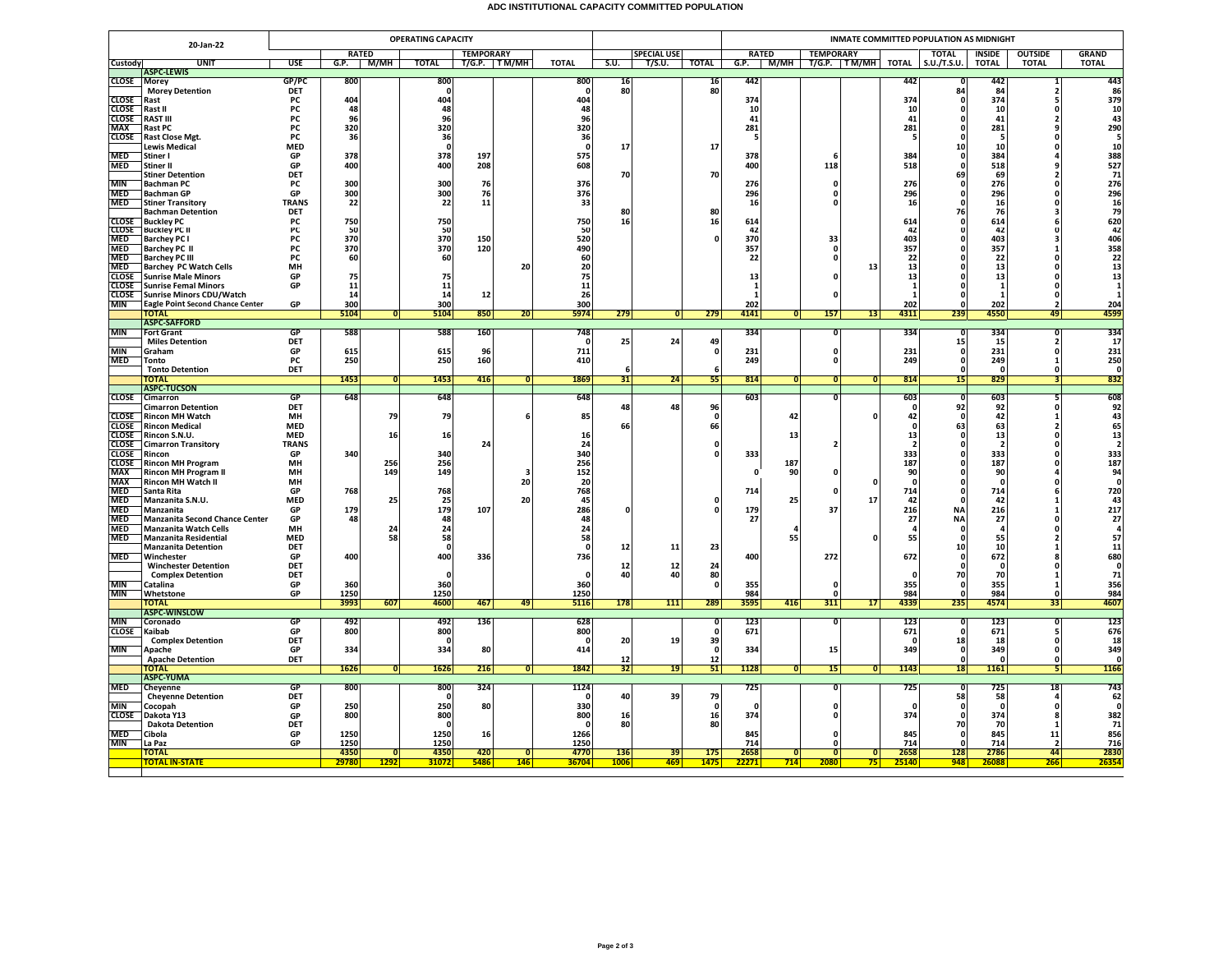# ADC INSTITUTIONAL CAPACITY COMMITTED POPULATION

| 20-Jan-22 | | | OPERATING CAPACITY | | | | | | | | | INMATE COMMITTED POPULATION AS MIDNIGHT | | | | | | | | |
|---|---|---|---|---|---|---|---|---|---|---|---|---|---|---|---|---|---|---|---|---|
| | | | RATED | | | TEMPORARY | | | | SPECIAL USE | | RATED | | TEMPORARY | | | TOTAL | INSIDE | OUTSIDE | GRAND |
| Custody | UNIT | USE | G.P. | M/MH | TOTAL | T/G.P. | T M/MH | TOTAL | S.U. | T/S.U. | TOTAL | G.P. | M/MH | T/G.P. | T M/MH | TOTAL | S.U./T.S.U. | TOTAL | TOTAL | TOTAL |
| | **ASPC-LEWIS** | | | | | | | | | | | | | | | | | | | |
| CLOSE | Morey | GP/PC | 800 | | 800 | | | 800 | 16 | | 16 | 442 | | | | 442 | 0 | 442 | 1 | 443 |
| | Morey Detention | DET | | | 0 | | | 0 | 80 | | 80 | | | | | | 84 | 84 | 2 | 86 |
| CLOSE | Rast | PC | 404 | | 404 | | | 404 | | | | 374 | | | | 374 | 0 | 374 | 5 | 379 |
| CLOSE | Rast II | PC | 48 | | 48 | | | 48 | | | | 10 | | | | 10 | 0 | 10 | 0 | 10 |
| CLOSE | RAST III | PC | 96 | | 96 | | | 96 | | | | 41 | | | | 41 | 0 | 41 | 2 | 43 |
| MAX | Rast PC | PC | 320 | | 320 | | | 320 | | | | 281 | | | | 281 | 0 | 281 | 9 | 290 |
| CLOSE | Rast Close Mgt. | PC | 36 | | 36 | | | 36 | | | | 5 | | | | 5 | 0 | 5 | 0 | 5 |
| | Lewis Medical | MED | | | 0 | | | 0 | 17 | | 17 | | | | | | 10 | 10 | 0 | 10 |
| MED | Stiner I | GP | 378 | | 378 | 197 | | 575 | | | | 378 | | 6 | | 384 | 0 | 384 | 4 | 388 |
| MED | Stiner II | GP | 400 | | 400 | 208 | | 608 | | | | 400 | | 118 | | 518 | 0 | 518 | 9 | 527 |
| | Stiner Detention | DET | | | | | | | 70 | | 70 | | | | | | 69 | 69 | 2 | 71 |
| MIN | Bachman PC | PC | 300 | | 300 | 76 | | 376 | | | | 276 | | 0 | | 276 | 0 | 276 | 0 | 276 |
| MED | Bachman GP | GP | 300 | | 300 | 76 | | 376 | | | | 296 | | 0 | | 296 | 0 | 296 | 0 | 296 |
| MED | Stiner Transitory | TRANS | 22 | | 22 | 11 | | 33 | | | | 16 | | 0 | | 16 | 0 | 16 | 0 | 16 |
| | Bachman Detention | DET | | | | | | | 80 | | 80 | | | | | | 76 | 76 | 3 | 79 |
| CLOSE | Buckley PC | PC | 750 | | 750 | | | 750 | 16 | | 16 | 614 | | | | 614 | 0 | 614 | 6 | 620 |
| CLOSE | Buckley PC II | PC | 50 | | 50 | | | 50 | | | | 42 | | | | 42 | 0 | 42 | 0 | 42 |
| MED | Barchey PC I | PC | 370 | | 370 | 150 | | 520 | | | 0 | 370 | | 33 | | 403 | 0 | 403 | 3 | 406 |
| MED | Barchey PC II | PC | 370 | | 370 | 120 | | 490 | | | | 357 | | 0 | | 357 | 0 | 357 | 1 | 358 |
| MED | Barchey PC III | PC | 60 | | 60 | | | 60 | | | | 22 | | 0 | | 22 | 0 | 22 | 0 | 22 |
| MED | Barchey PC Watch Cells | MH | | | | | 20 | 20 | | | | | | | 13 | 13 | 0 | 13 | 0 | 13 |
| CLOSE | Sunrise Male Minors | GP | 75 | | 75 | | | 75 | | | | 13 | | 0 | | 13 | 0 | 13 | 0 | 13 |
| CLOSE | Sunrise Femal Minors | GP | 11 | | 11 | | | 11 | | | | 1 | | | | 1 | 0 | 1 | 0 | 1 |
| CLOSE | Sunrise Minors CDU/Watch | | 14 | | 14 | 12 | | 26 | | | | 1 | | 0 | | 1 | 0 | 1 | 0 | 1 |
| MIN | Eagle Point Second Chance Center | GP | 300 | | 300 | | | 300 | | | | 202 | | | | 202 | 0 | 202 | 2 | 204 |
| | **TOTAL** | | 5104 | 0 | 5104 | 850 | 20 | 5974 | 279 | 0 | 279 | 4141 | 0 | 157 | 13 | 4311 | 239 | 4550 | 49 | 4599 |
| | **ASPC-SAFFORD** | | | | | | | | | | | | | | | | | | | |
| MIN | Fort Grant | GP | 588 | | 588 | 160 | | 748 | | | | 334 | | 0 | | 334 | 0 | 334 | 0 | 334 |
| | Miles Detention | DET | | | | | | 0 | 25 | 24 | 49 | | | | | | 15 | 15 | 2 | 17 |
| MIN | Graham | GP | 615 | | 615 | 96 | | 711 | | | 0 | 231 | | 0 | | 231 | 0 | 231 | 0 | 231 |
| MED | Tonto | PC | 250 | | 250 | 160 | | 410 | | | | 249 | | 0 | | 249 | 0 | 249 | 1 | 250 |
| | Tonto Detention | DET | | | | | | | 6 | | 6 | | | | | | 0 | 0 | 0 | 0 |
| | **TOTAL** | | 1453 | 0 | 1453 | 416 | 0 | 1869 | 31 | 24 | 55 | 814 | 0 | 0 | 0 | 814 | 15 | 829 | 3 | 832 |
| | **ASPC-TUCSON** | | | | | | | | | | | | | | | | | | | |
| CLOSE | Cimarron | GP | 648 | | 648 | | | 648 | | | | 603 | | 0 | | 603 | 0 | 603 | 5 | 608 |
| | Cimarron Detention | DET | | | | | | | 48 | 48 | 96 | | | | | 0 | 92 | 92 | 0 | 92 |
| CLOSE | Rincon MH Watch | MH | | 79 | 79 | | 6 | 85 | | | 0 | | 42 | | 0 | 42 | 0 | 42 | 1 | 43 |
| CLOSE | Rincon Medical | MED | | | | | | | 66 | | 66 | | | | | 0 | 63 | 63 | 2 | 65 |
| CLOSE | Rincon S.N.U. | MED | | 16 | 16 | | | 16 | | | | | 13 | | | 13 | 0 | 13 | 0 | 13 |
| CLOSE | Cimarron Transitory | TRANS | | | | 24 | | 24 | | | 0 | | | 2 | | 2 | 0 | 2 | 0 | 2 |
| CLOSE | Rincon | GP | 340 | | 340 | | | 340 | | | 0 | 333 | | | | 333 | 0 | 333 | 0 | 333 |
| CLOSE | Rincon MH Program | MH | | 256 | 256 | | | 256 | | | | | 187 | | | 187 | 0 | 187 | 0 | 187 |
| MAX | Rincon MH Program II | MH | | 149 | 149 | | 3 | 152 | | | | 0 | 90 | 0 | | 90 | 0 | 90 | 4 | 94 |
| MAX | Rincon MH Watch II | MH | | | | | 20 | 20 | | | | | | | 0 | 0 | 0 | 0 | 0 | 0 |
| MED | Santa Rita | GP | 768 | | 768 | | | 768 | | | | 714 | | 0 | | 714 | 0 | 714 | 6 | 720 |
| MED | Manzanita S.N.U. | MED | | 25 | 25 | | 20 | 45 | | | 0 | | 25 | | 17 | 42 | 0 | 42 | 1 | 43 |
| MED | Manzanita | GP | 179 | | 179 | 107 | | 286 | 0 | | 0 | 179 | | 37 | | 216 | NA | 216 | 1 | 217 |
| MED | Manzanita Second Chance Center | GP | 48 | | 48 | | | 48 | | | | 27 | | | | 27 | NA | 27 | 0 | 27 |
| MED | Manzanita Watch Cells | MH | | 24 | 24 | | | 24 | | | | | 4 | | | 4 | 0 | 4 | 0 | 4 |
| MED | Manzanita Residential | MED | | 58 | 58 | | | 58 | | | | | 55 | | 0 | 55 | 0 | 55 | 2 | 57 |
| | Manzanita Detention | DET | | | 0 | | | 0 | 12 | 11 | 23 | | | | | | 10 | 10 | 1 | 11 |
| MED | Winchester | GP | 400 | | 400 | 336 | | 736 | | | | 400 | | 272 | | 672 | 0 | 672 | 8 | 680 |
| | Winchester Detention | DET | | | | | | | 12 | 12 | 24 | | | | | | 0 | 0 | 0 | 0 |
| | Complex Detention | DET | | | 0 | | | 0 | 40 | 40 | 80 | | | | | 0 | 70 | 70 | 1 | 71 |
| MIN | Catalina | GP | 360 | | 360 | | | 360 | | | 0 | 355 | | 0 | | 355 | 0 | 355 | 1 | 356 |
| MIN | Whetstone | GP | 1250 | | 1250 | | | 1250 | | | | 984 | | 0 | | 984 | 0 | 984 | 0 | 984 |
| | **TOTAL** | | 3993 | 607 | 4600 | 467 | 49 | 5116 | 178 | 111 | 289 | 3595 | 416 | 311 | 17 | 4339 | 235 | 4574 | 33 | 4607 |
| | **ASPC-WINSLOW** | | | | | | | | | | | | | | | | | | | |
| MIN | Coronado | GP | 492 | | 492 | 136 | | 628 | | | 0 | 123 | | 0 | | 123 | 0 | 123 | 0 | 123 |
| CLOSE | Kaibab | GP | 800 | | 800 | | | 800 | | | 0 | 671 | | | | 671 | 0 | 671 | 5 | 676 |
| | Complex Detention | DET | | | 0 | | | 0 | 20 | 19 | 39 | | | | | 0 | 18 | 18 | 0 | 18 |
| MIN | Apache | GP | 334 | | 334 | 80 | | 414 | | | 0 | 334 | | 15 | | 349 | 0 | 349 | 0 | 349 |
| | Apache Detention | DET | | | | | | | 12 | | 12 | | | | | | 0 | 0 | 0 | 0 |
| | **TOTAL** | | 1626 | 0 | 1626 | 216 | 0 | 1842 | 32 | 19 | 51 | 1128 | 0 | 15 | 0 | 1143 | 18 | 1161 | 5 | 1166 |
| | **ASPC-YUMA** | | | | | | | | | | | | | | | | | | | |
| MED | Cheyenne | GP | 800 | | 800 | 324 | | 1124 | | | | 725 | | 0 | | 725 | 0 | 725 | 18 | 743 |
| | Cheyenne Detention | DET | | | 0 | | | 0 | 40 | 39 | 79 | | | | | | 58 | 58 | 4 | 62 |
| MIN | Cocopah | GP | 250 | | 250 | 80 | | 330 | | | 0 | 0 | | 0 | | 0 | 0 | 0 | 0 | 0 |
| CLOSE | Dakota Y13 | GP | 800 | | 800 | | | 800 | 16 | | 16 | 374 | | 0 | | 374 | 0 | 374 | 8 | 382 |
| | Dakota Detention | DET | | | 0 | | | 0 | 80 | | 80 | | | | | | 70 | 70 | 1 | 71 |
| MED | Cibola | GP | 1250 | | 1250 | 16 | | 1266 | | | | 845 | | 0 | | 845 | 0 | 845 | 11 | 856 |
| MIN | La Paz | GP | 1250 | | 1250 | | | 1250 | | | | 714 | | 0 | | 714 | 0 | 714 | 2 | 716 |
| | **TOTAL** | | 4350 | 0 | 4350 | 420 | 0 | 4770 | 136 | 39 | 175 | 2658 | 0 | 0 | 0 | 2658 | 128 | 2786 | 44 | 2830 |
| | **TOTAL IN-STATE** | | 29780 | 1292 | 31072 | 5486 | 146 | 36704 | 1006 | 469 | 1475 | 22271 | 714 | 2080 | 75 | 25140 | 948 | 26088 | 266 | 26354 |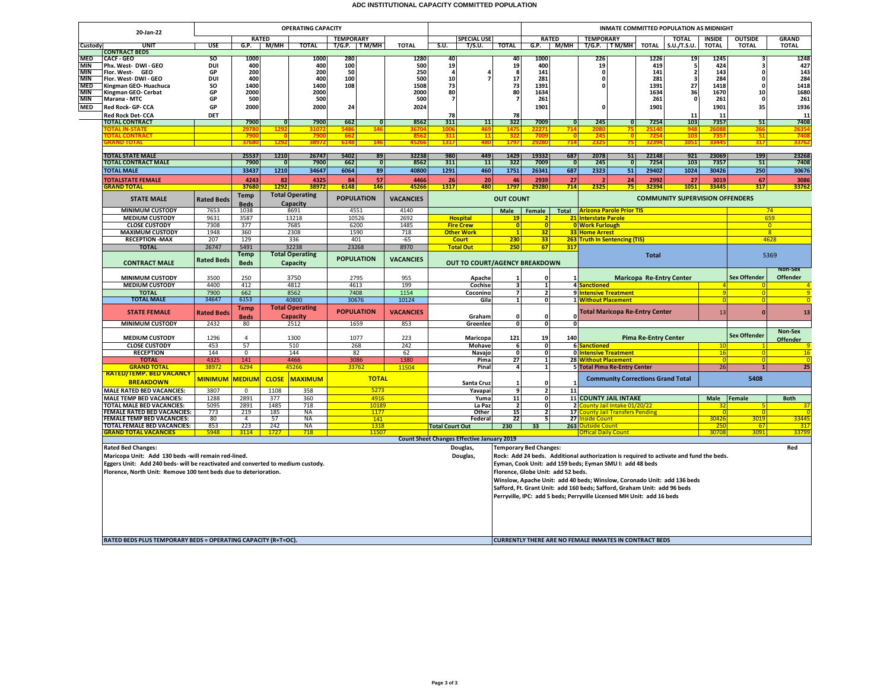# ADC INSTITUTIONAL CAPACITY COMMITTED POPULATION

| 20-Jan-22 | | | OPERATING CAPACITY | | | | | | | | | | INMATE COMMITTED POPULATION AS MIDNIGHT | | | | | | | | |
|---|---|---|---|---|---|---|---|---|---|---|---|---|---|---|---|---|---|---|---|---|---|
| | | | RATED | | | TEMPORARY | | | | SPECIAL USE | | RATED | | TEMPORARY | | | TOTAL | INSIDE | OUTSIDE | GRAND |
| Custody | UNIT | USE | G.P. | M/MH | TOTAL | T/G.P. | T M/MH | TOTAL | S.U. | T/S.U. | TOTAL | G.P. | M/MH | T/G.P. | T M/MH | TOTAL | S.U./T.S.U. | TOTAL | TOTAL | TOTAL |
| | CONTRACT BEDS | | | | | | | | | | | | | | | | | | | |
| MED | CACF - GEO | SO | 1000 | | 1000 | 280 | | 1280 | 40 | | 40 | 1000 | | 226 | | 1226 | 19 | 1245 | 3 | 1248 |
| MIN | Phx. West- DWI - GEO | DUI | 400 | | 400 | 100 | | 500 | 19 | | 19 | 400 | | 19 | | 419 | 5 | 424 | 3 | 427 |
| MIN | Flor. West- GEO | GP | 200 | | 200 | 50 | | 250 | 4 | 4 | 8 | 141 | | 0 | | 141 | 2 | 143 | 0 | 143 |
| MIN | Flor. West- DWI - GEO | DUI | 400 | | 400 | 100 | | 500 | 10 | 7 | 17 | 281 | | 0 | | 281 | 3 | 284 | 0 | 284 |
| MED | Kingman GEO- Huachuca | SO | 1400 | | 1400 | 108 | | 1508 | 73 | | 73 | 1391 | | 0 | | 1391 | 27 | 1418 | 0 | 1418 |
| MIN | Kingman GEO- Cerbat | GP | 2000 | | 2000 | | | 2000 | 80 | | 80 | 1634 | | | | 1634 | 36 | 1670 | 10 | 1680 |
| MIN | Marana - MTC | GP | 500 | | 500 | | | 500 | 7 | | 7 | 261 | | | | 261 | 0 | 261 | 0 | 261 |
| MED | Red Rock- GP- CCA | GP | 2000 | | 2000 | 24 | | 2024 | | | | 1901 | | 0 | | 1901 | | 1901 | 35 | 1936 |
| | Red Rock Det- CCA | DET | | | | | | | 78 | | 78 | | | | | | 11 | 11 | | 11 |
| | TOTAL CONTRACT | | 7900 | 0 | 7900 | 662 | 0 | 8562 | 311 | 11 | 322 | 7009 | 0 | 245 | 0 | 7254 | 103 | 7357 | 51 | 7408 |
| | TOTAL IN-STATE | | 29780 | 1292 | 31072 | 5486 | 146 | 36704 | 1006 | 469 | 1475 | 22271 | 714 | 2080 | 75 | 25140 | 948 | 26088 | 266 | 26354 |
| | TOTAL CONTRACT | | 7900 | 0 | 7900 | 662 | | 8562 | 311 | 11 | 322 | 7009 | 0 | 245 | 0 | 7254 | 103 | 7357 | 51 | 7408 |
| | GRAND TOTAL | | 37680 | 1292 | 38972 | 6148 | 146 | 45266 | 1317 | 480 | 1797 | 29280 | 714 | 2325 | 75 | 32394 | 1051 | 33445 | 317 | 33762 |
| | TOTAL STATE MALE | | 25537 | 1210 | 26747 | 5402 | 89 | 32238 | 980 | 449 | 1429 | 19332 | 687 | 2078 | 51 | 22148 | 921 | 23069 | 199 | 23268 |
| | TOTAL CONTRACT MALE | | 7900 | 0 | 7900 | 662 | 0 | 8562 | 311 | 11 | 322 | 7009 | 0 | 245 | 0 | 7254 | 103 | 7357 | 51 | 7408 |
| | TOTAL MALE | | 33437 | 1210 | 34647 | 6064 | 89 | 40800 | 1291 | 460 | 1751 | 26341 | 687 | 2323 | 51 | 29402 | 1024 | 30426 | 250 | 30676 |
| | TOTALSTATE FEMALE | | 4243 | 82 | 4325 | 84 | 57 | 4466 | 26 | 20 | 46 | 2939 | 27 | 2 | 24 | 2992 | 27 | 3019 | 67 | 3086 |
| | GRAND TOTAL | | 37680 | 1292 | 38972 | 6148 | 146 | 45266 | 1317 | 480 | 1797 | 29280 | 714 | 2325 | 75 | 32394 | 1051 | 33445 | 317 | 33762 |

| STATE MALE | Rated Beds | Temp Beds | Total Operating Capacity | POPULATION | VACANCIES |
|---|---|---|---|---|---|
| MINIMUM CUSTODY | 7653 | 1038 | 8691 | 4551 | 4140 |
| MEDIUM CUSTODY | 9631 | 3587 | 13218 | 10526 | 2692 |
| CLOSE CUSTODY | 7308 | 377 | 7685 | 6200 | 1485 |
| MAXIMUM CUSTODY | 1948 | 360 | 2308 | 1590 | 718 |
| RECEPTION -MAX | 207 | 129 | 336 | 401 | -65 |
| TOTAL | 26747 | 5491 | 32238 | 23268 | 8970 |

| CONTRACT MALE | Rated Beds | Temp Beds | Total Operating Capacity | POPULATION | VACANCIES |
|---|---|---|---|---|---|
| MINIMUM CUSTODY | 3500 | 250 | 3750 | 2795 | 955 |
| MEDIUM CUSTODY | 4400 | 412 | 4812 | 4613 | 199 |
| TOTAL | 7900 | 662 | 8562 | 7408 | 1154 |
| TOTAL MALE | 34647 | 6153 | 40800 | 30676 | 10124 |

| STATE FEMALE | Rated Beds | Temp Beds | Total Operating Capacity | POPULATION | VACANCIES |
|---|---|---|---|---|---|
| MINIMUM CUSTODY | 2432 | 80 | 2512 | 1659 | 853 |
| MEDIUM CUSTODY | 1296 | 4 | 1300 | 1077 | 223 |
| CLOSE CUSTODY | 453 | 57 | 510 | 268 | 242 |
| RECEPTION | 144 | 0 | 144 | 82 | 62 |
| TOTAL | 4325 | 141 | 4466 | 3086 | 1380 |
| GRAND TOTAL | 38972 | 6294 | 45266 | 33762 | 11504 |

| RATED/TEMP. BED VACANCY BREAKDOWN | MINIMUM | MEDIUM | CLOSE | MAXIMUM | TOTAL |
|---|---|---|---|---|---|
| MALE RATED BED VACANCIES: | 3807 | 0 | 1108 | 358 | 5273 |
| MALE TEMP BED VACANCIES: | 1288 | 2891 | 377 | 360 | 4916 |
| TOTAL MALE BED VACANCIES: | 5095 | 2891 | 1485 | 718 | 10189 |
| FEMALE RATED BED VACANCIES: | 773 | 219 | 185 | NA | 1177 |
| FEMALE TEMP BED VACANCIES: | 80 | 4 | 57 | NA | 141 |
| TOTAL FEMALE BED VACANCIES: | 853 | 223 | 242 | NA | 1318 |
| GRAND TOTAL VACANCIES | 5948 | 3114 | 1727 | 718 | 11507 |

| OUT COUNT | Male | Female | Total |
|---|---|---|---|
| Hospital | 19 | 2 | 21 |
| Fire Crew | 0 | 0 | 0 |
| Other Work | 1 | 32 | 33 |
| Court | 230 | 33 | 263 |
| Total Out | 250 | 67 | 317 |

| OUT TO COURT/AGENCY BREAKDOWN | Male | Female | Total |
|---|---|---|---|
| Apache | 1 | 0 | 1 |
| Cochise | 3 | 1 | 4 |
| Coconino | 7 | 2 | 9 |
| Gila | 1 | 0 | 1 |
| Graham | 0 | 0 | 0 |
| Greenlee | 0 | 0 | 0 |
| Maricopa | 121 | 19 | 140 |
| Mohave | 6 | 0 | 6 |
| Navajo | 0 | 0 | 0 |
| Pima | 27 | 1 | 28 |
| Pinal | 4 | 1 | 5 |
| Santa Cruz | 1 | 0 | 1 |
| Yavapai | 9 | 2 | 11 |
| Yuma | 11 | 0 | 11 |
| La Paz | 2 | 0 | 2 |
| Other | 15 | 2 | 17 |
| Federal | 22 | 5 | 27 |
| Total Court Out | 230 | 33 | 263 |

| COMMUNITY SUPERVISION OFFENDERS | |
|---|---|
| Arizona Parole Prior TIS | 74 |
| Interstate Parole | 659 |
| Work Furlough | 0 |
| Home Arrest | 8 |
| Truth In Sentencing (TIS) | 4628 |
| Total | 5369 |

| Maricopa Re-Entry Center | | Sex Offender | Non-Sex Offender |
|---|---|---|---|
| Sanctioned | 4 | 0 | 4 |
| Intensive Treatment | 9 | 0 | 9 |
| Without Placement | 0 | 0 | 0 |
| Total Maricopa Re-Entry Center | 13 | 0 | 13 |

| Pima Re-Entry Center | | Sex Offender | Non-Sex Offender |
|---|---|---|---|
| Sanctioned | 10 | 1 | 9 |
| Intensive Treatment | 16 | 0 | 16 |
| Without Placement | 0 | 0 | 0 |
| Total Pima Re-Entry Center | 26 | 1 | 25 |

| Community Corrections Grand Total | 5408 |
|---|---|

| COUNTY JAIL INTAKE | Male | Female | Both |
|---|---|---|---|
| County Jail Intake 01/20/22 | 32 | 5 | 37 |
| County Jail Transfers Pending | 0 | 0 | 0 |
| Inside Count | 30426 | 3019 | 33445 |
| Outside Count | 250 | 67 | 317 |
| Offical Daily Count | 30708 | 3091 | 33799 |

**Count Sheet Changes Effective January 2019**

**Rated Bed Changes:**

Douglas,

Maricopa Unit: Add 130 beds -will remain red-lined.

Douglas,

Eggers Unit: Add 240 beds- will be reactivated and converted to medium custody.

Florence, North Unit: Remove 100 tent beds due to deterioration.

**Temporary Bed Changes:** Red

Rock: Add 24 beds. Additional authorization is required to activate and fund the beds.

Eyman, Cook Unit: add 159 beds; Eyman SMU I: add 48 beds

Florence, Globe Unit: add 52 beds.

Winslow, Apache Unit: add 40 beds; Winslow, Coronado Unit: add 136 beds

Safford, Ft. Grant Unit: add 160 beds; Safford, Graham Unit: add 96 beds

Perryville, IPC: add 5 beds; Perryville Licensed MH Unit: add 16 beds

RATED BEDS PLUS TEMPORARY BEDS = OPERATING CAPACITY (R+T=OC).

CURRENTLY THERE ARE NO FEMALE INMATES IN CONTRACT BEDS